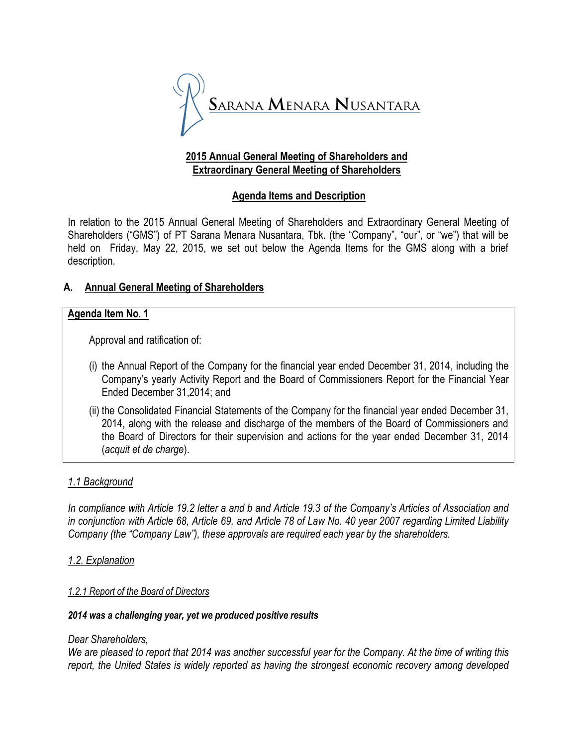Sarana Menara Nusantara

## 2015 Annual General Meeting of Shareholders and Extraordinary General Meeting of Shareholders

## Agenda Items and Description

In relation to the 2015 Annual General Meeting of Shareholders and Extraordinary General Meeting of Shareholders ("GMS") of PT Sarana Menara Nusantara, Tbk. (the "Company", "our", or "we") that will be held on Friday, May 22, 2015, we set out below the Agenda Items for the GMS along with a brief description.

### A. Annual General Meeting of Shareholders

**Agenda Item No. 1**

Approval and ratification of:

(i) the Annual Report of the Company for the financial year ended December 31, 2014, including the Company's yearly Activity Report and the Board of Commissioners Report for the Financial Year Ended December 31,2014; and

(ii) the Consolidated Financial Statements of the Company for the financial year ended December 31, 2014, along with the release and discharge of the members of the Board of Commissioners and the Board of Directors for their supervision and actions for the year ended December 31, 2014 (*acquit et de charge*).

*1.1 Background*

*In compliance with Article 19.2 letter a and b and Article 19.3 of the Company's Articles of Association and in conjunction with Article 68, Article 69, and Article 78 of Law No. 40 year 2007 regarding Limited Liability Company (the "Company Law"), these approvals are required each year by the shareholders.*

*1.2. Explanation*

*1.2.1 Report of the Board of Directors*

***2014 was a challenging year, yet we produced positive results***

*Dear Shareholders,*
*We are pleased to report that 2014 was another successful year for the Company. At the time of writing this report, the United States is widely reported as having the strongest economic recovery among developed*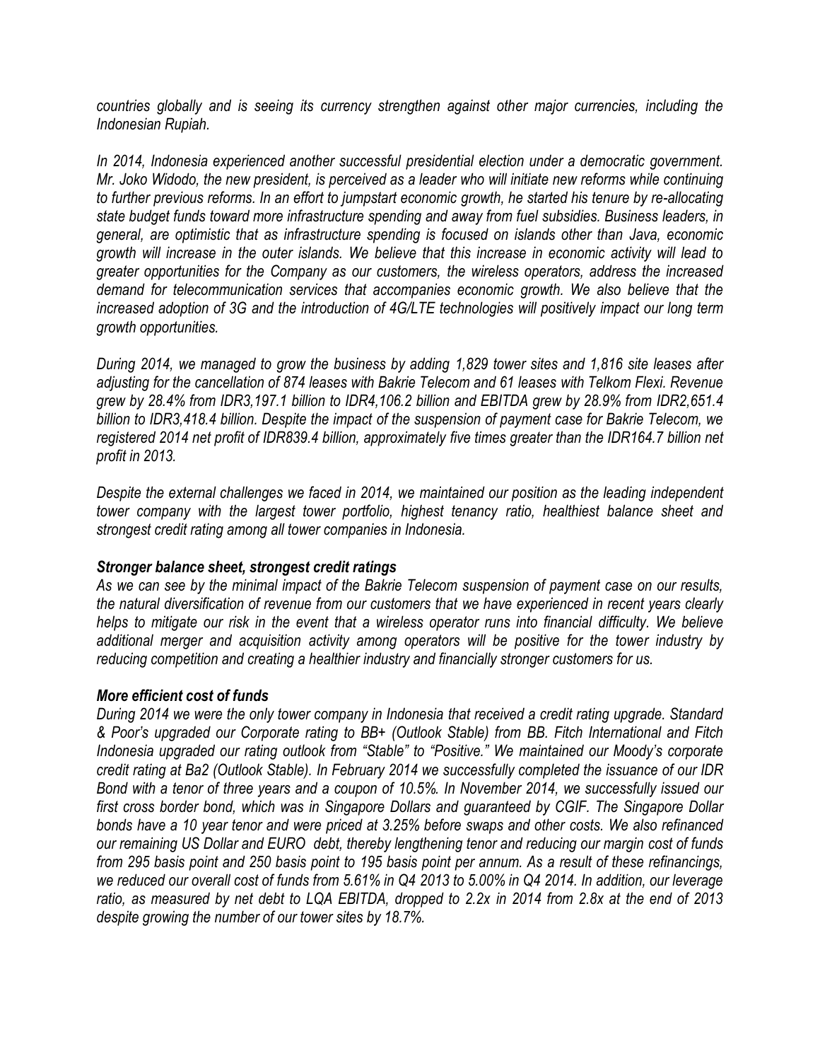*countries globally and is seeing its currency strengthen against other major currencies, including the Indonesian Rupiah.*

*In 2014, Indonesia experienced another successful presidential election under a democratic government. Mr. Joko Widodo, the new president, is perceived as a leader who will initiate new reforms while continuing to further previous reforms. In an effort to jumpstart economic growth, he started his tenure by re-allocating state budget funds toward more infrastructure spending and away from fuel subsidies. Business leaders, in general, are optimistic that as infrastructure spending is focused on islands other than Java, economic growth will increase in the outer islands. We believe that this increase in economic activity will lead to greater opportunities for the Company as our customers, the wireless operators, address the increased demand for telecommunication services that accompanies economic growth. We also believe that the increased adoption of 3G and the introduction of 4G/LTE technologies will positively impact our long term growth opportunities.*

*During 2014, we managed to grow the business by adding 1,829 tower sites and 1,816 site leases after adjusting for the cancellation of 874 leases with Bakrie Telecom and 61 leases with Telkom Flexi. Revenue grew by 28.4% from IDR3,197.1 billion to IDR4,106.2 billion and EBITDA grew by 28.9% from IDR2,651.4 billion to IDR3,418.4 billion. Despite the impact of the suspension of payment case for Bakrie Telecom, we registered 2014 net profit of IDR839.4 billion, approximately five times greater than the IDR164.7 billion net profit in 2013.*

*Despite the external challenges we faced in 2014, we maintained our position as the leading independent tower company with the largest tower portfolio, highest tenancy ratio, healthiest balance sheet and strongest credit rating among all tower companies in Indonesia.*

***Stronger balance sheet, strongest credit ratings***

*As we can see by the minimal impact of the Bakrie Telecom suspension of payment case on our results, the natural diversification of revenue from our customers that we have experienced in recent years clearly helps to mitigate our risk in the event that a wireless operator runs into financial difficulty. We believe additional merger and acquisition activity among operators will be positive for the tower industry by reducing competition and creating a healthier industry and financially stronger customers for us.*

***More efficient cost of funds***

*During 2014 we were the only tower company in Indonesia that received a credit rating upgrade. Standard & Poor's upgraded our Corporate rating to BB+ (Outlook Stable) from BB. Fitch International and Fitch Indonesia upgraded our rating outlook from "Stable" to "Positive." We maintained our Moody's corporate credit rating at Ba2 (Outlook Stable). In February 2014 we successfully completed the issuance of our IDR Bond with a tenor of three years and a coupon of 10.5%. In November 2014, we successfully issued our first cross border bond, which was in Singapore Dollars and guaranteed by CGIF. The Singapore Dollar bonds have a 10 year tenor and were priced at 3.25% before swaps and other costs. We also refinanced our remaining US Dollar and EURO debt, thereby lengthening tenor and reducing our margin cost of funds from 295 basis point and 250 basis point to 195 basis point per annum. As a result of these refinancings, we reduced our overall cost of funds from 5.61% in Q4 2013 to 5.00% in Q4 2014. In addition, our leverage ratio, as measured by net debt to LQA EBITDA, dropped to 2.2x in 2014 from 2.8x at the end of 2013 despite growing the number of our tower sites by 18.7%.*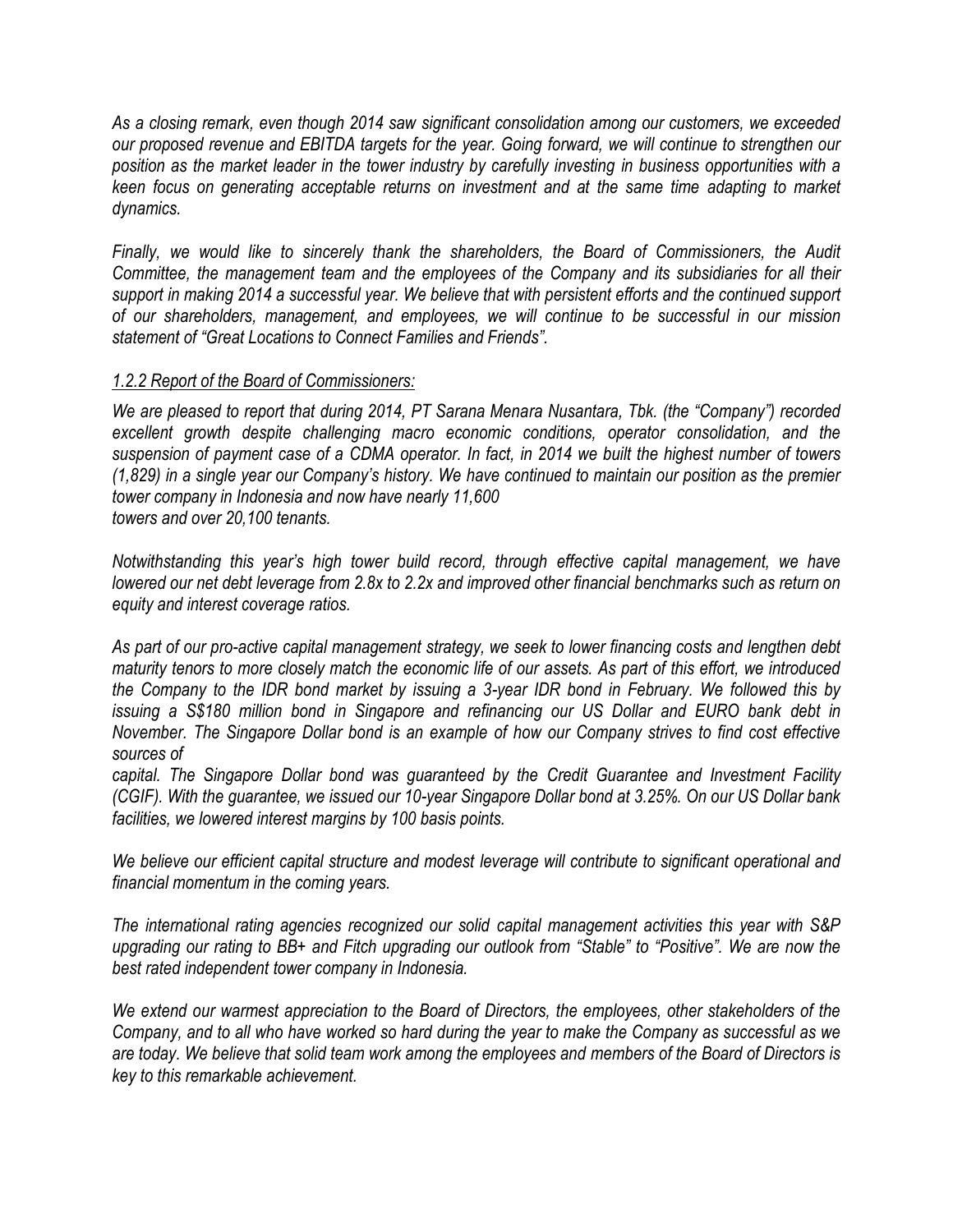*As a closing remark, even though 2014 saw significant consolidation among our customers, we exceeded our proposed revenue and EBITDA targets for the year. Going forward, we will continue to strengthen our position as the market leader in the tower industry by carefully investing in business opportunities with a keen focus on generating acceptable returns on investment and at the same time adapting to market dynamics.*

*Finally, we would like to sincerely thank the shareholders, the Board of Commissioners, the Audit Committee, the management team and the employees of the Company and its subsidiaries for all their support in making 2014 a successful year. We believe that with persistent efforts and the continued support of our shareholders, management, and employees, we will continue to be successful in our mission statement of "Great Locations to Connect Families and Friends".*

### *1.2.2 Report of the Board of Commissioners:*

*We are pleased to report that during 2014, PT Sarana Menara Nusantara, Tbk. (the "Company") recorded excellent growth despite challenging macro economic conditions, operator consolidation, and the suspension of payment case of a CDMA operator. In fact, in 2014 we built the highest number of towers (1,829) in a single year our Company's history. We have continued to maintain our position as the premier tower company in Indonesia and now have nearly 11,600 towers and over 20,100 tenants.*

*Notwithstanding this year's high tower build record, through effective capital management, we have lowered our net debt leverage from 2.8x to 2.2x and improved other financial benchmarks such as return on equity and interest coverage ratios.*

*As part of our pro-active capital management strategy, we seek to lower financing costs and lengthen debt maturity tenors to more closely match the economic life of our assets. As part of this effort, we introduced the Company to the IDR bond market by issuing a 3-year IDR bond in February. We followed this by issuing a S$180 million bond in Singapore and refinancing our US Dollar and EURO bank debt in November. The Singapore Dollar bond is an example of how our Company strives to find cost effective sources of capital. The Singapore Dollar bond was guaranteed by the Credit Guarantee and Investment Facility (CGIF). With the guarantee, we issued our 10-year Singapore Dollar bond at 3.25%. On our US Dollar bank facilities, we lowered interest margins by 100 basis points.*

*We believe our efficient capital structure and modest leverage will contribute to significant operational and financial momentum in the coming years.*

*The international rating agencies recognized our solid capital management activities this year with S&P upgrading our rating to BB+ and Fitch upgrading our outlook from "Stable" to "Positive". We are now the best rated independent tower company in Indonesia.*

*We extend our warmest appreciation to the Board of Directors, the employees, other stakeholders of the Company, and to all who have worked so hard during the year to make the Company as successful as we are today. We believe that solid team work among the employees and members of the Board of Directors is key to this remarkable achievement.*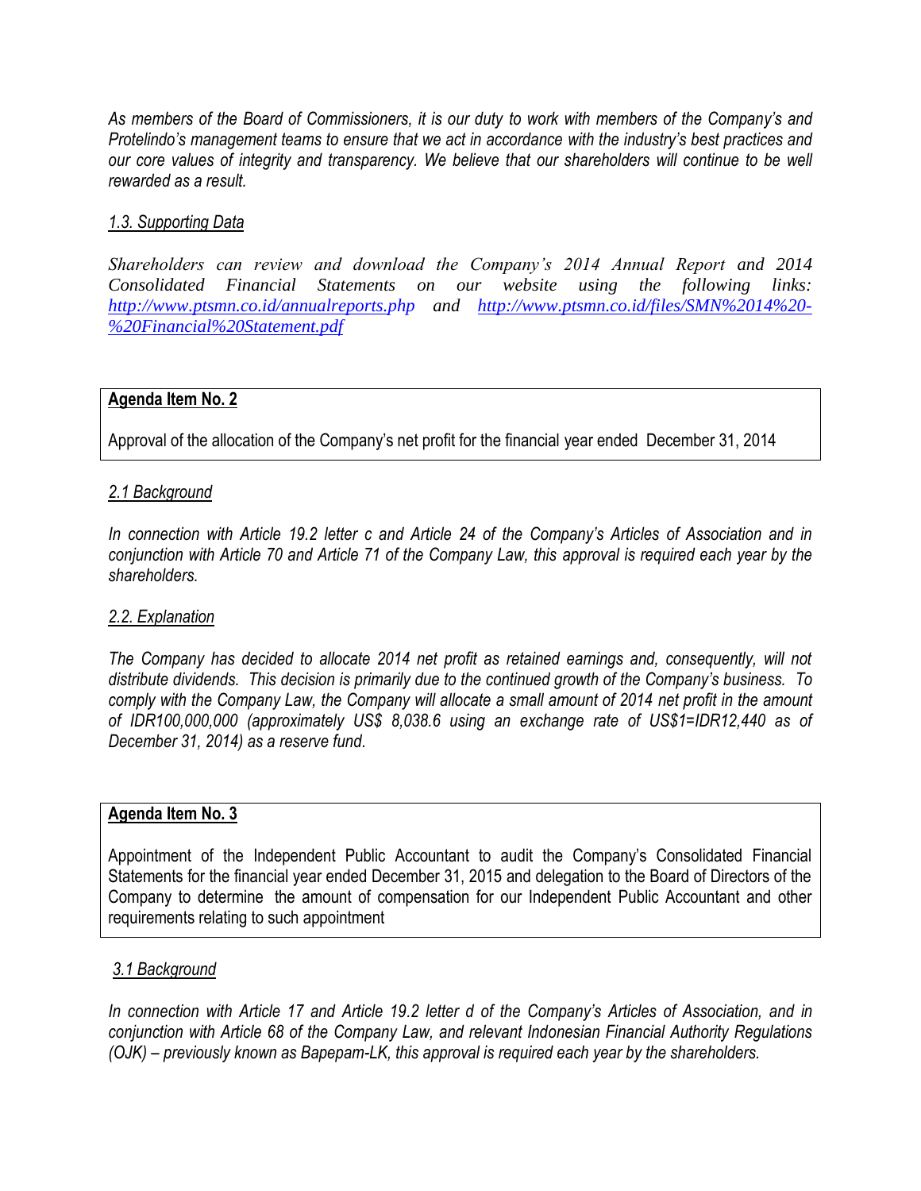*As members of the Board of Commissioners, it is our duty to work with members of the Company's and Protelindo's management teams to ensure that we act in accordance with the industry's best practices and our core values of integrity and transparency. We believe that our shareholders will continue to be well rewarded as a result.*

*1.3. Supporting Data*

*Shareholders can review and download the Company's 2014 Annual Report and 2014 Consolidated Financial Statements on our website using the following links: http://www.ptsmn.co.id/annualreports.php and http://www.ptsmn.co.id/files/SMN%2014%20-%20Financial%20Statement.pdf*

**Agenda Item No. 2**

Approval of the allocation of the Company's net profit for the financial year ended December 31, 2014

*2.1 Background*

*In connection with Article 19.2 letter c and Article 24 of the Company's Articles of Association and in conjunction with Article 70 and Article 71 of the Company Law, this approval is required each year by the shareholders.*

*2.2. Explanation*

*The Company has decided to allocate 2014 net profit as retained earnings and, consequently, will not distribute dividends. This decision is primarily due to the continued growth of the Company's business. To comply with the Company Law, the Company will allocate a small amount of 2014 net profit in the amount of IDR100,000,000 (approximately US$ 8,038.6 using an exchange rate of US$1=IDR12,440 as of December 31, 2014) as a reserve fund.*

**Agenda Item No. 3**

Appointment of the Independent Public Accountant to audit the Company's Consolidated Financial Statements for the financial year ended December 31, 2015 and delegation to the Board of Directors of the Company to determine the amount of compensation for our Independent Public Accountant and other requirements relating to such appointment

*3.1 Background*

*In connection with Article 17 and Article 19.2 letter d of the Company's Articles of Association, and in conjunction with Article 68 of the Company Law, and relevant Indonesian Financial Authority Regulations (OJK) – previously known as Bapepam-LK, this approval is required each year by the shareholders.*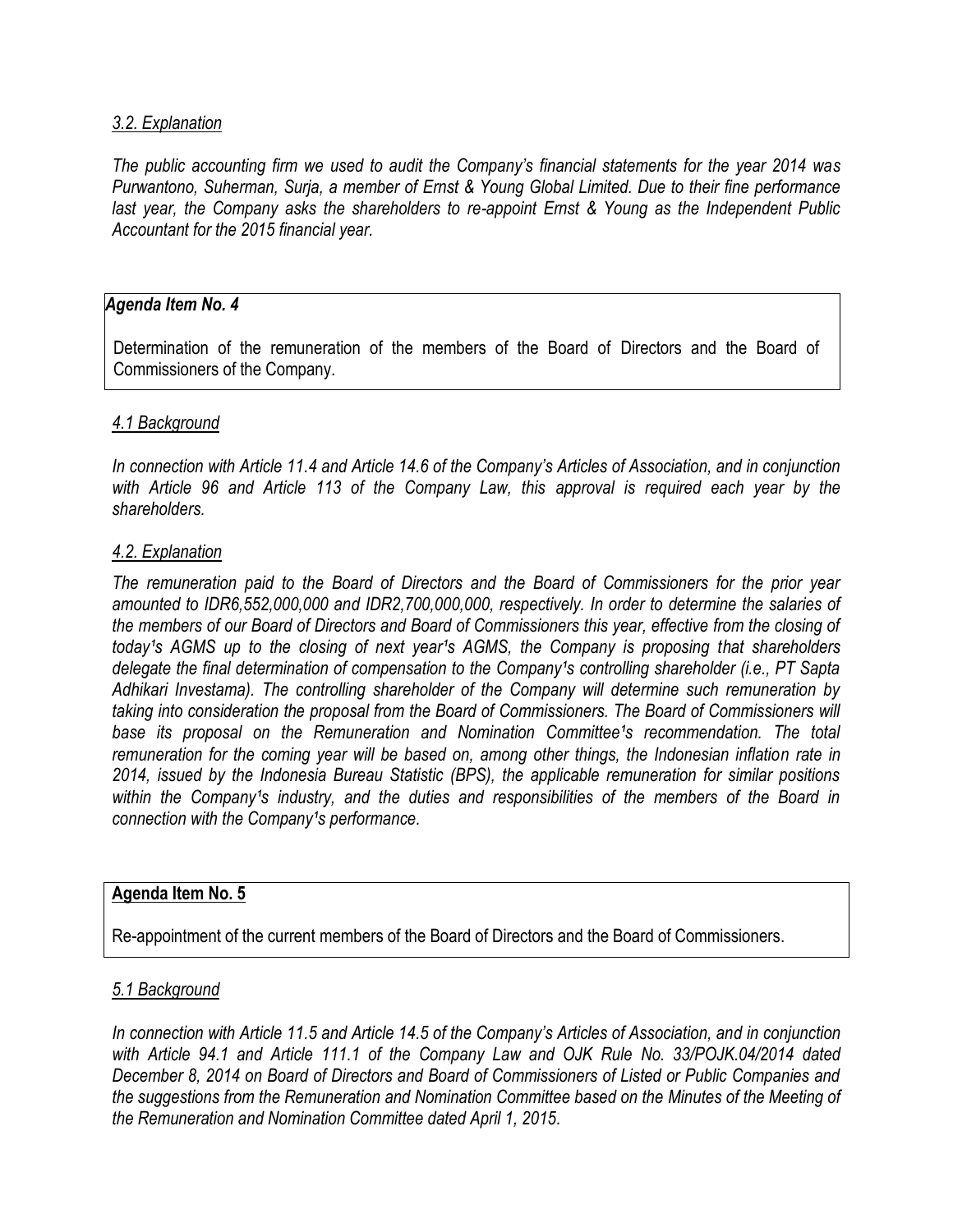*3.2. Explanation*

*The public accounting firm we used to audit the Company's financial statements for the year 2014 was Purwantono, Suherman, Surja, a member of Ernst & Young Global Limited. Due to their fine performance last year, the Company asks the shareholders to re-appoint Ernst & Young as the Independent Public Accountant for the 2015 financial year.*

***Agenda Item No. 4***

Determination of the remuneration of the members of the Board of Directors and the Board of Commissioners of the Company.

*4.1 Background*

*In connection with Article 11.4 and Article 14.6 of the Company's Articles of Association, and in conjunction with Article 96 and Article 113 of the Company Law, this approval is required each year by the shareholders.*

*4.2. Explanation*

*The remuneration paid to the Board of Directors and the Board of Commissioners for the prior year amounted to IDR6,552,000,000 and IDR2,700,000,000, respectively. In order to determine the salaries of the members of our Board of Directors and Board of Commissioners this year, effective from the closing of today¹s AGMS up to the closing of next year¹s AGMS, the Company is proposing that shareholders delegate the final determination of compensation to the Company¹s controlling shareholder (i.e., PT Sapta Adhikari Investama). The controlling shareholder of the Company will determine such remuneration by taking into consideration the proposal from the Board of Commissioners. The Board of Commissioners will base its proposal on the Remuneration and Nomination Committee¹s recommendation. The total remuneration for the coming year will be based on, among other things, the Indonesian inflation rate in 2014, issued by the Indonesia Bureau Statistic (BPS), the applicable remuneration for similar positions within the Company¹s industry, and the duties and responsibilities of the members of the Board in connection with the Company¹s performance.*

**Agenda Item No. 5**

Re-appointment of the current members of the Board of Directors and the Board of Commissioners.

*5.1 Background*

*In connection with Article 11.5 and Article 14.5 of the Company's Articles of Association, and in conjunction with Article 94.1 and Article 111.1 of the Company Law and OJK Rule No. 33/POJK.04/2014 dated December 8, 2014 on Board of Directors and Board of Commissioners of Listed or Public Companies and the suggestions from the Remuneration and Nomination Committee based on the Minutes of the Meeting of the Remuneration and Nomination Committee dated April 1, 2015.*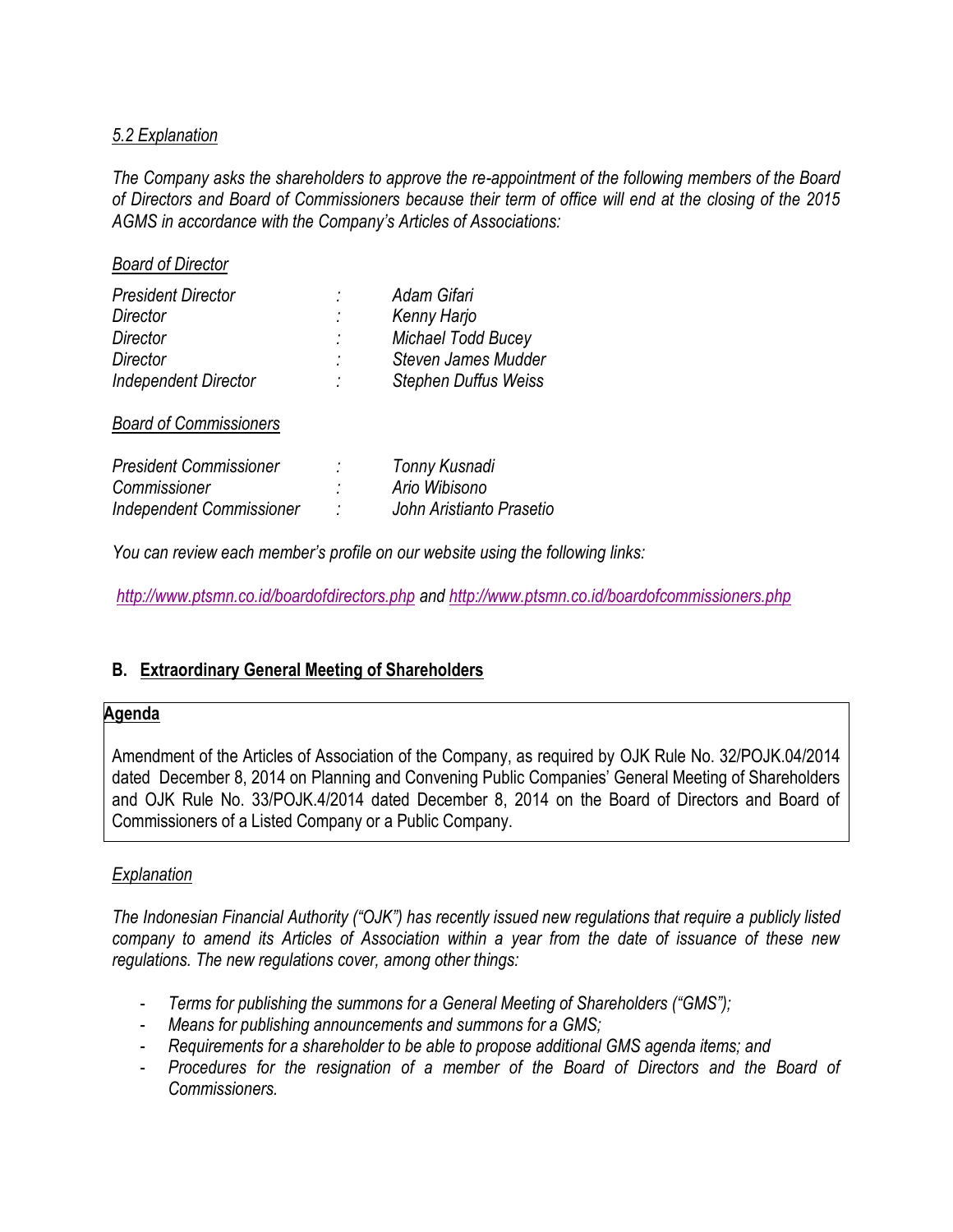*5.2 Explanation*

*The Company asks the shareholders to approve the re-appointment of the following members of the Board of Directors and Board of Commissioners because their term of office will end at the closing of the 2015 AGMS in accordance with the Company's Articles of Associations:*

*Board of Director*

| | | |
|---|---|---|
| *President Director* | : | *Adam Gifari* |
| *Director* | : | *Kenny Harjo* |
| *Director* | : | *Michael Todd Bucey* |
| *Director* | : | *Steven James Mudder* |
| *Independent Director* | : | *Stephen Duffus Weiss* |

*Board of Commissioners*

| | | |
|---|---|---|
| *President Commissioner* | : | *Tonny Kusnadi* |
| *Commissioner* | : | *Ario Wibisono* |
| *Independent Commissioner* | : | *John Aristianto Prasetio* |

*You can review each member's profile on our website using the following links:*

*http://www.ptsmn.co.id/boardofdirectors.php and http://www.ptsmn.co.id/boardofcommissioners.php*

## B. Extraordinary General Meeting of Shareholders

**Agenda**

Amendment of the Articles of Association of the Company, as required by OJK Rule No. 32/POJK.04/2014 dated December 8, 2014 on Planning and Convening Public Companies' General Meeting of Shareholders and OJK Rule No. 33/POJK.4/2014 dated December 8, 2014 on the Board of Directors and Board of Commissioners of a Listed Company or a Public Company.

*Explanation*

*The Indonesian Financial Authority ("OJK") has recently issued new regulations that require a publicly listed company to amend its Articles of Association within a year from the date of issuance of these new regulations. The new regulations cover, among other things:*

- *Terms for publishing the summons for a General Meeting of Shareholders ("GMS");*
- *Means for publishing announcements and summons for a GMS;*
- *Requirements for a shareholder to be able to propose additional GMS agenda items; and*
- *Procedures for the resignation of a member of the Board of Directors and the Board of Commissioners.*